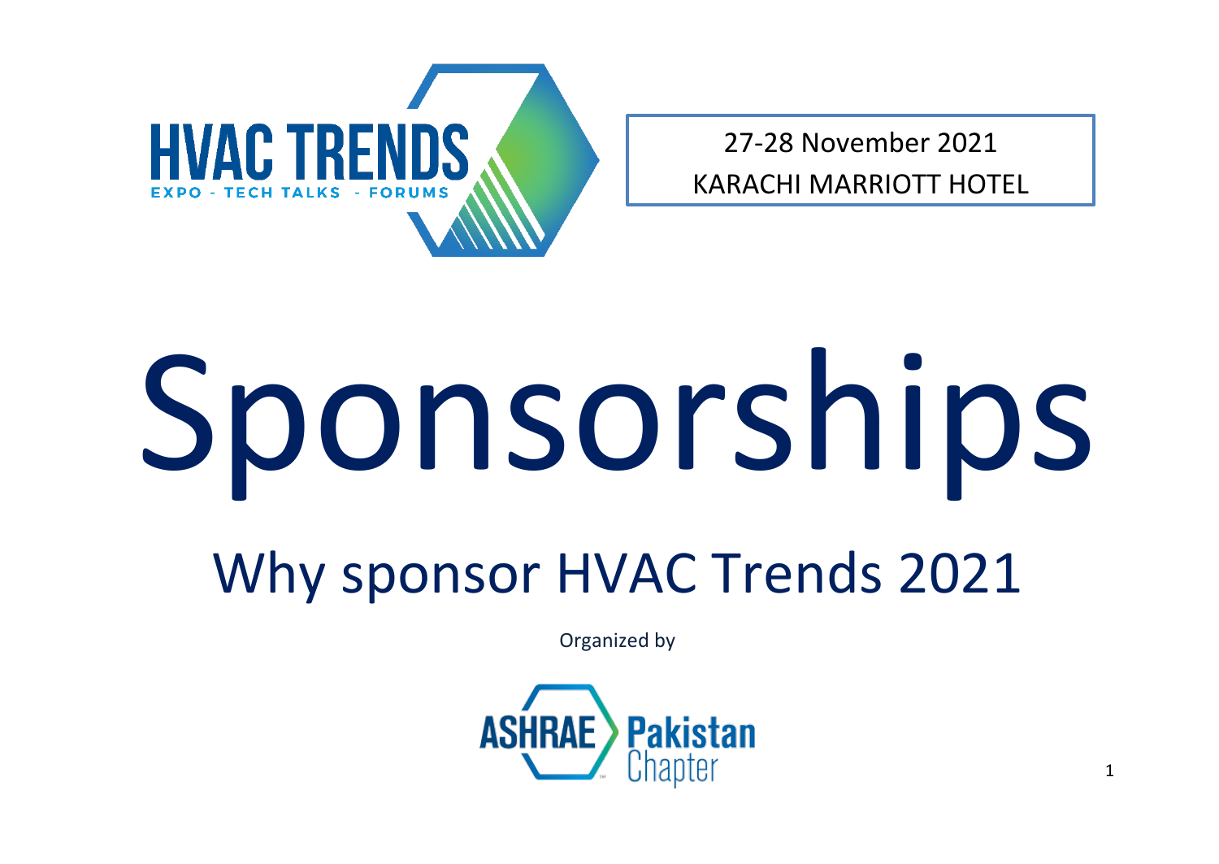HVAC TRENDS

EXPO - TECH TALKS - FORUMS

27-28 November 2021

KARACHI MARRIOTT HOTEL

# Sponsorships

## Why sponsor HVAC Trends 2021

Organized by

ASHRAE Pakistan Chapter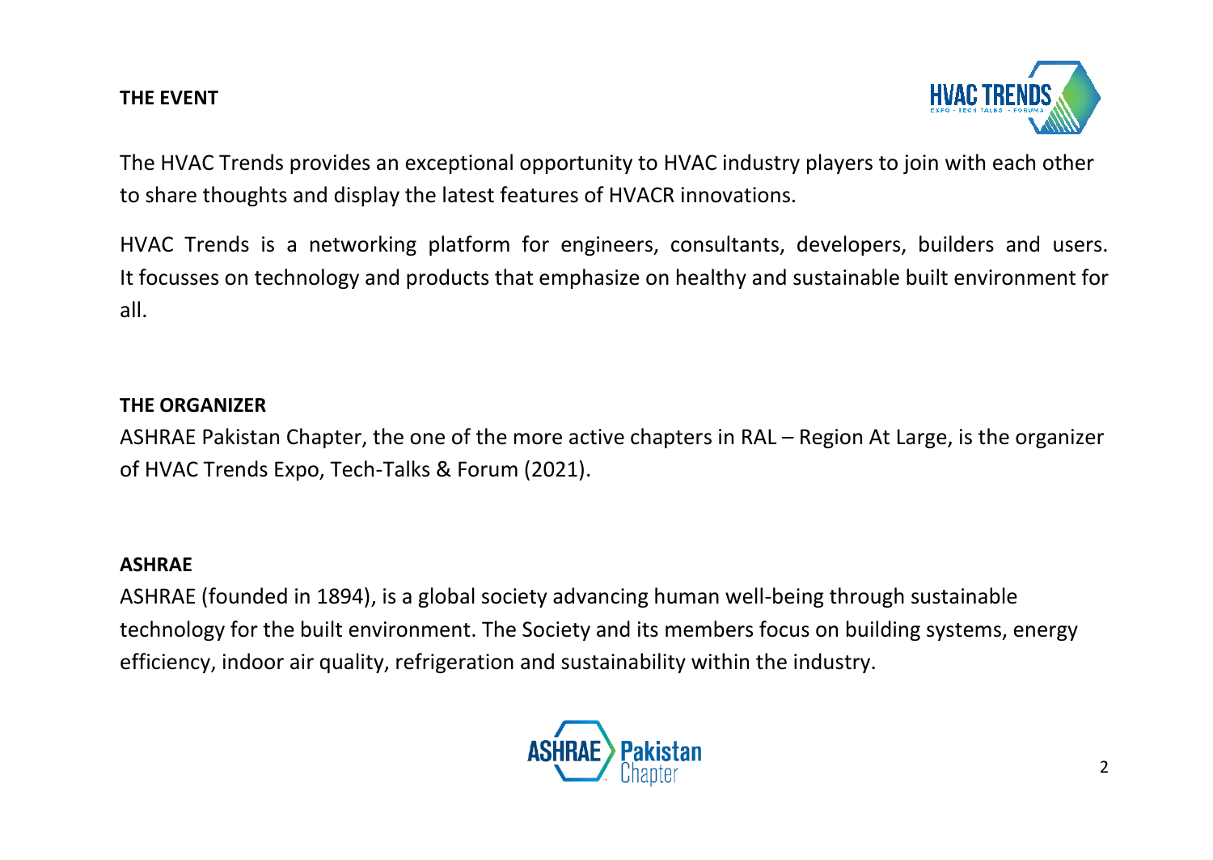## THE EVENT

The HVAC Trends provides an exceptional opportunity to HVAC industry players to join with each other to share thoughts and display the latest features of HVACR innovations.

HVAC Trends is a networking platform for engineers, consultants, developers, builders and users. It focusses on technology and products that emphasize on healthy and sustainable built environment for all.

## THE ORGANIZER

ASHRAE Pakistan Chapter, the one of the more active chapters in RAL – Region At Large, is the organizer of HVAC Trends Expo, Tech-Talks & Forum (2021).

## ASHRAE

ASHRAE (founded in 1894), is a global society advancing human well-being through sustainable technology for the built environment. The Society and its members focus on building systems, energy efficiency, indoor air quality, refrigeration and sustainability within the industry.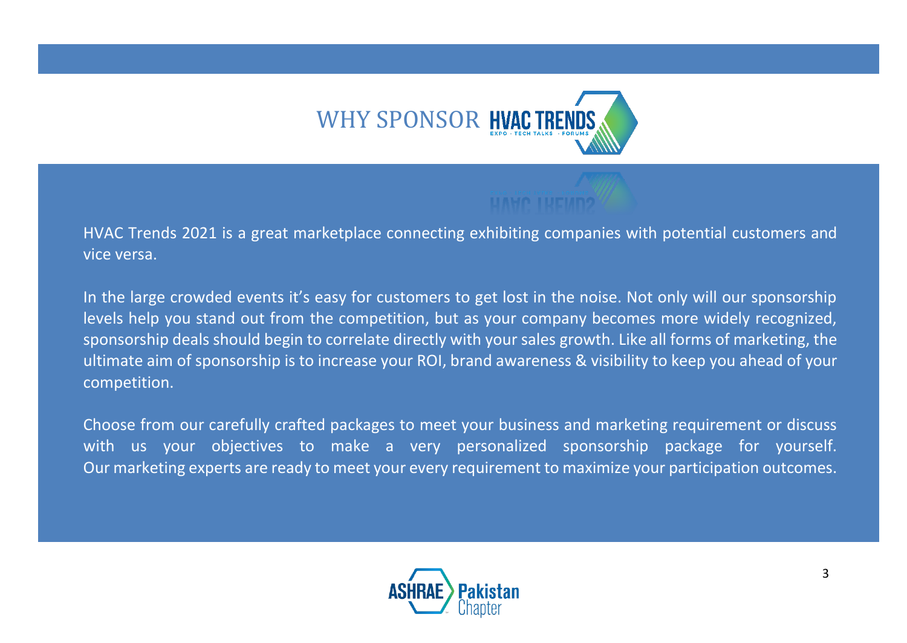# WHY SPONSOR HVAC TRENDS

HVAC Trends 2021 is a great marketplace connecting exhibiting companies with potential customers and vice versa.

In the large crowded events it's easy for customers to get lost in the noise. Not only will our sponsorship levels help you stand out from the competition, but as your company becomes more widely recognized, sponsorship deals should begin to correlate directly with your sales growth. Like all forms of marketing, the ultimate aim of sponsorship is to increase your ROI, brand awareness & visibility to keep you ahead of your competition.

Choose from our carefully crafted packages to meet your business and marketing requirement or discuss with us your objectives to make a very personalized sponsorship package for yourself. Our marketing experts are ready to meet your every requirement to maximize your participation outcomes.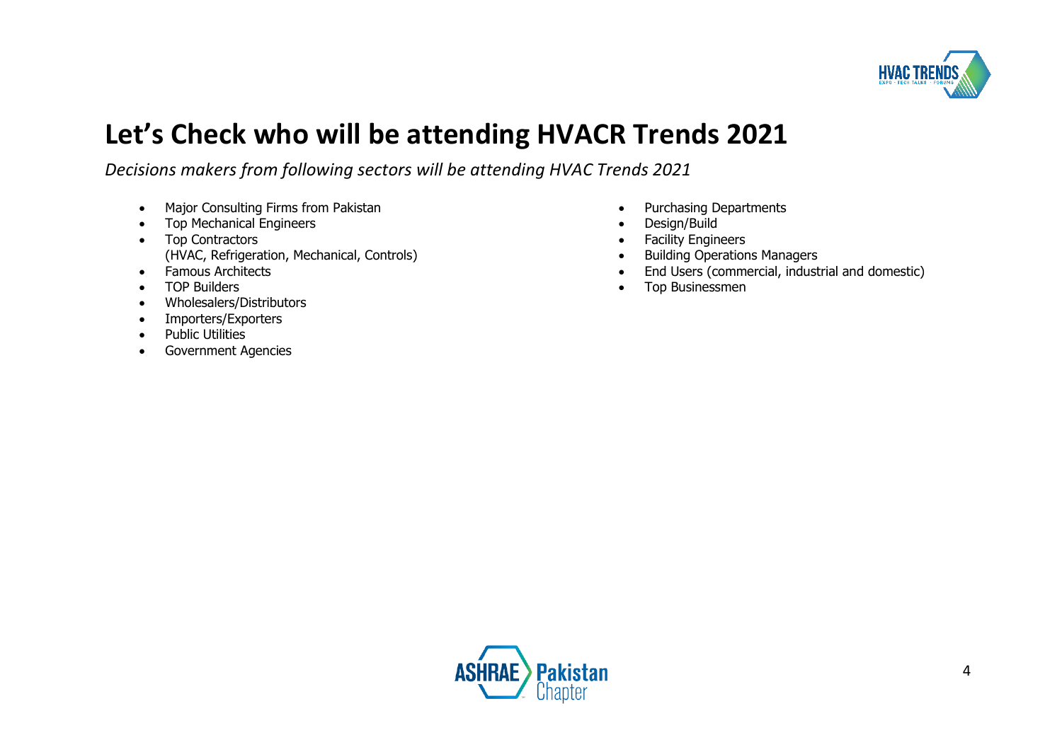# Let's Check who will be attending HVACR Trends 2021

*Decisions makers from following sectors will be attending HVAC Trends 2021*

- Major Consulting Firms from Pakistan
- Top Mechanical Engineers
- Top Contractors
  (HVAC, Refrigeration, Mechanical, Controls)
- Famous Architects
- TOP Builders
- Wholesalers/Distributors
- Importers/Exporters
- Public Utilities
- Government Agencies
- Purchasing Departments
- Design/Build
- Facility Engineers
- Building Operations Managers
- End Users (commercial, industrial and domestic)
- Top Businessmen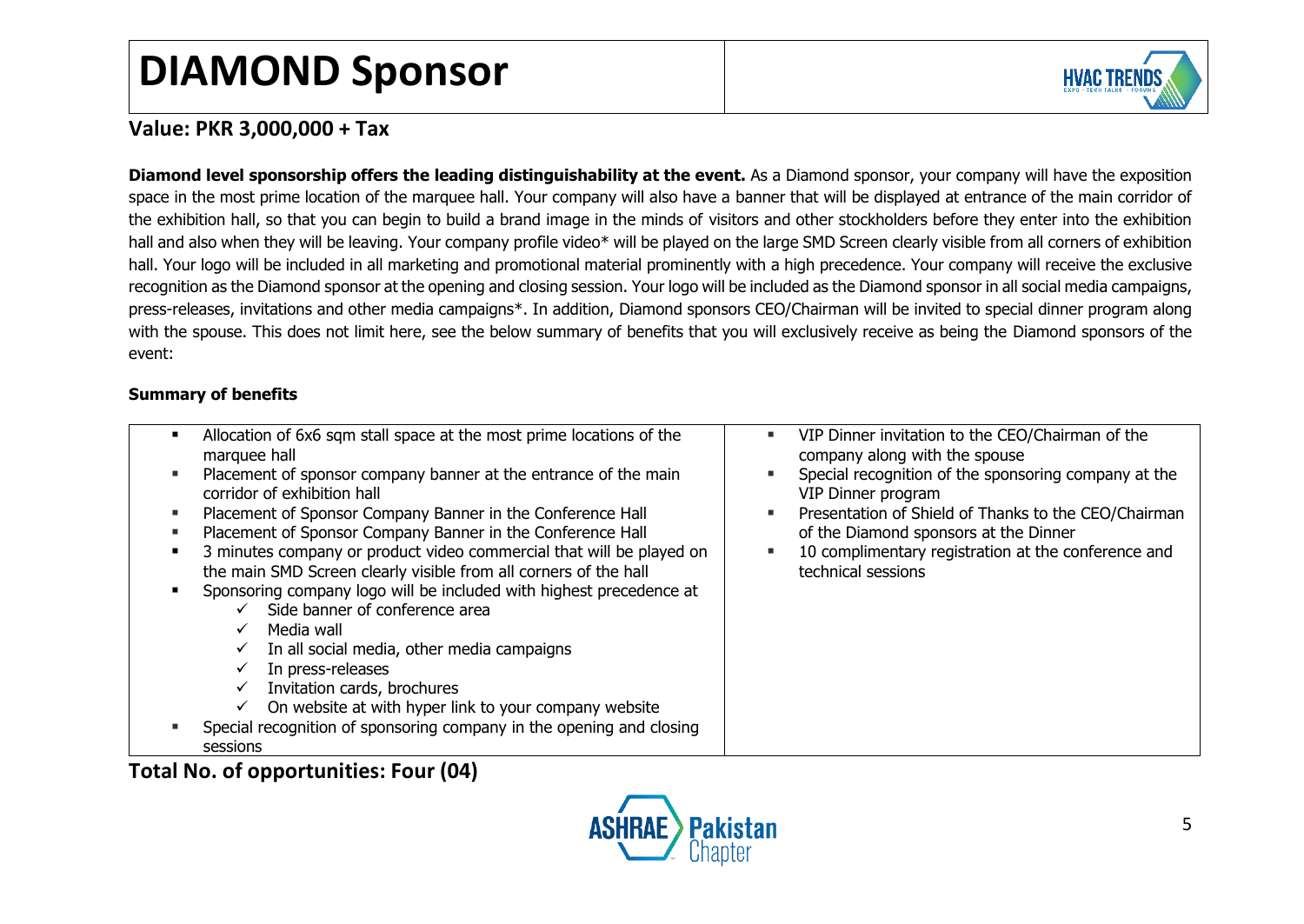# DIAMOND Sponsor

**Value: PKR 3,000,000 + Tax**

**Diamond level sponsorship offers the leading distinguishability at the event.** As a Diamond sponsor, your company will have the exposition space in the most prime location of the marquee hall. Your company will also have a banner that will be displayed at entrance of the main corridor of the exhibition hall, so that you can begin to build a brand image in the minds of visitors and other stockholders before they enter into the exhibition hall and also when they will be leaving. Your company profile video* will be played on the large SMD Screen clearly visible from all corners of exhibition hall. Your logo will be included in all marketing and promotional material prominently with a high precedence. Your company will receive the exclusive recognition as the Diamond sponsor at the opening and closing session. Your logo will be included as the Diamond sponsor in all social media campaigns, press-releases, invitations and other media campaigns*. In addition, Diamond sponsors CEO/Chairman will be invited to special dinner program along with the spouse. This does not limit here, see the below summary of benefits that you will exclusively receive as being the Diamond sponsors of the event:

**Summary of benefits**

- Allocation of 6x6 sqm stall space at the most prime locations of the marquee hall
- Placement of sponsor company banner at the entrance of the main corridor of exhibition hall
- Placement of Sponsor Company Banner in the Conference Hall
- Placement of Sponsor Company Banner in the Conference Hall
- 3 minutes company or product video commercial that will be played on the main SMD Screen clearly visible from all corners of the hall
- Sponsoring company logo will be included with highest precedence at
  - ✓ Side banner of conference area
  - ✓ Media wall
  - ✓ In all social media, other media campaigns
  - ✓ In press-releases
  - ✓ Invitation cards, brochures
  - ✓ On website at with hyper link to your company website
- Special recognition of sponsoring company in the opening and closing sessions
- VIP Dinner invitation to the CEO/Chairman of the company along with the spouse
- Special recognition of the sponsoring company at the VIP Dinner program
- Presentation of Shield of Thanks to the CEO/Chairman of the Diamond sponsors at the Dinner
- 10 complimentary registration at the conference and technical sessions

**Total No. of opportunities: Four (04)**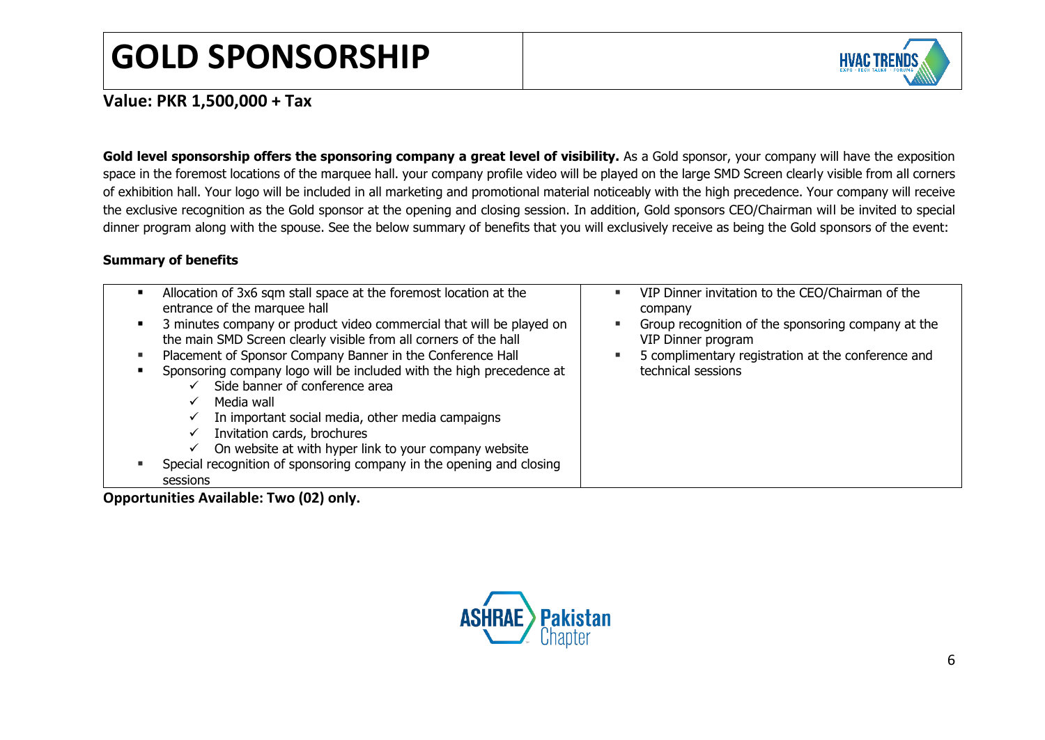# GOLD SPONSORSHIP

**Value: PKR 1,500,000 + Tax**

**Gold level sponsorship offers the sponsoring company a great level of visibility.** As a Gold sponsor, your company will have the exposition space in the foremost locations of the marquee hall. your company profile video will be played on the large SMD Screen clearly visible from all corners of exhibition hall. Your logo will be included in all marketing and promotional material noticeably with the high precedence. Your company will receive the exclusive recognition as the Gold sponsor at the opening and closing session. In addition, Gold sponsors CEO/Chairman will be invited to special dinner program along with the spouse. See the below summary of benefits that you will exclusively receive as being the Gold sponsors of the event:

**Summary of benefits**

- Allocation of 3x6 sqm stall space at the foremost location at the entrance of the marquee hall
- 3 minutes company or product video commercial that will be played on the main SMD Screen clearly visible from all corners of the hall
- Placement of Sponsor Company Banner in the Conference Hall
- Sponsoring company logo will be included with the high precedence at
  - ✓ Side banner of conference area
  - ✓ Media wall
  - ✓ In important social media, other media campaigns
  - ✓ Invitation cards, brochures
  - ✓ On website at with hyper link to your company website
- Special recognition of sponsoring company in the opening and closing sessions
- VIP Dinner invitation to the CEO/Chairman of the company
- Group recognition of the sponsoring company at the VIP Dinner program
- 5 complimentary registration at the conference and technical sessions

**Opportunities Available: Two (02) only.**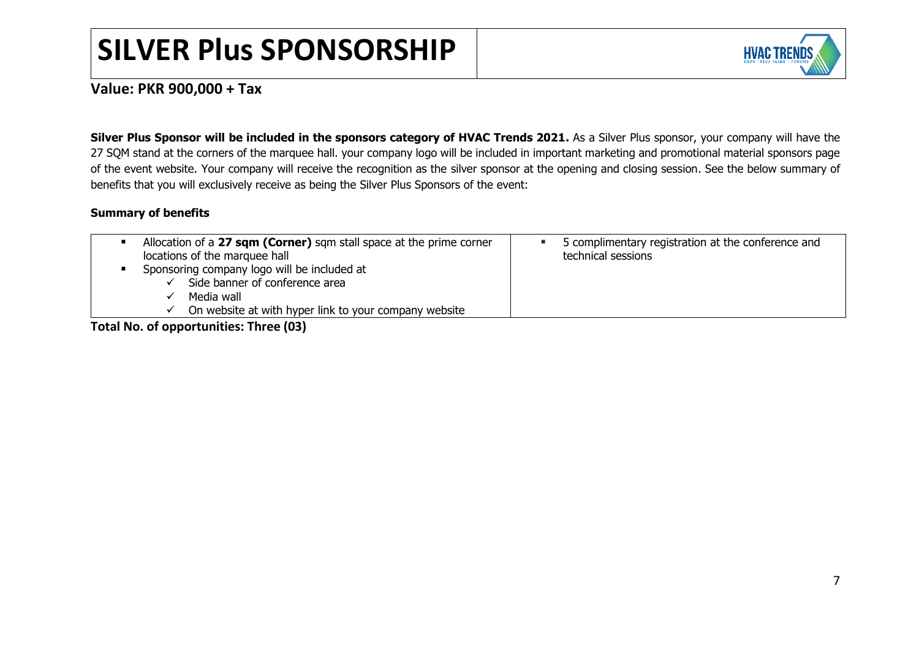# SILVER Plus SPONSORSHIP

**Value: PKR 900,000 + Tax**

**Silver Plus Sponsor will be included in the sponsors category of HVAC Trends 2021.** As a Silver Plus sponsor, your company will have the 27 SQM stand at the corners of the marquee hall. your company logo will be included in important marketing and promotional material sponsors page of the event website. Your company will receive the recognition as the silver sponsor at the opening and closing session. See the below summary of benefits that you will exclusively receive as being the Silver Plus Sponsors of the event:

**Summary of benefits**

| | |
|---|---|
| ▪ Allocation of a **27 sqm (Corner)** sqm stall space at the prime corner locations of the marquee hall<br>▪ Sponsoring company logo will be included at<br>✓ Side banner of conference area<br>✓ Media wall<br>✓ On website at with hyper link to your company website | ▪ 5 complimentary registration at the conference and technical sessions |

**Total No. of opportunities: Three (03)**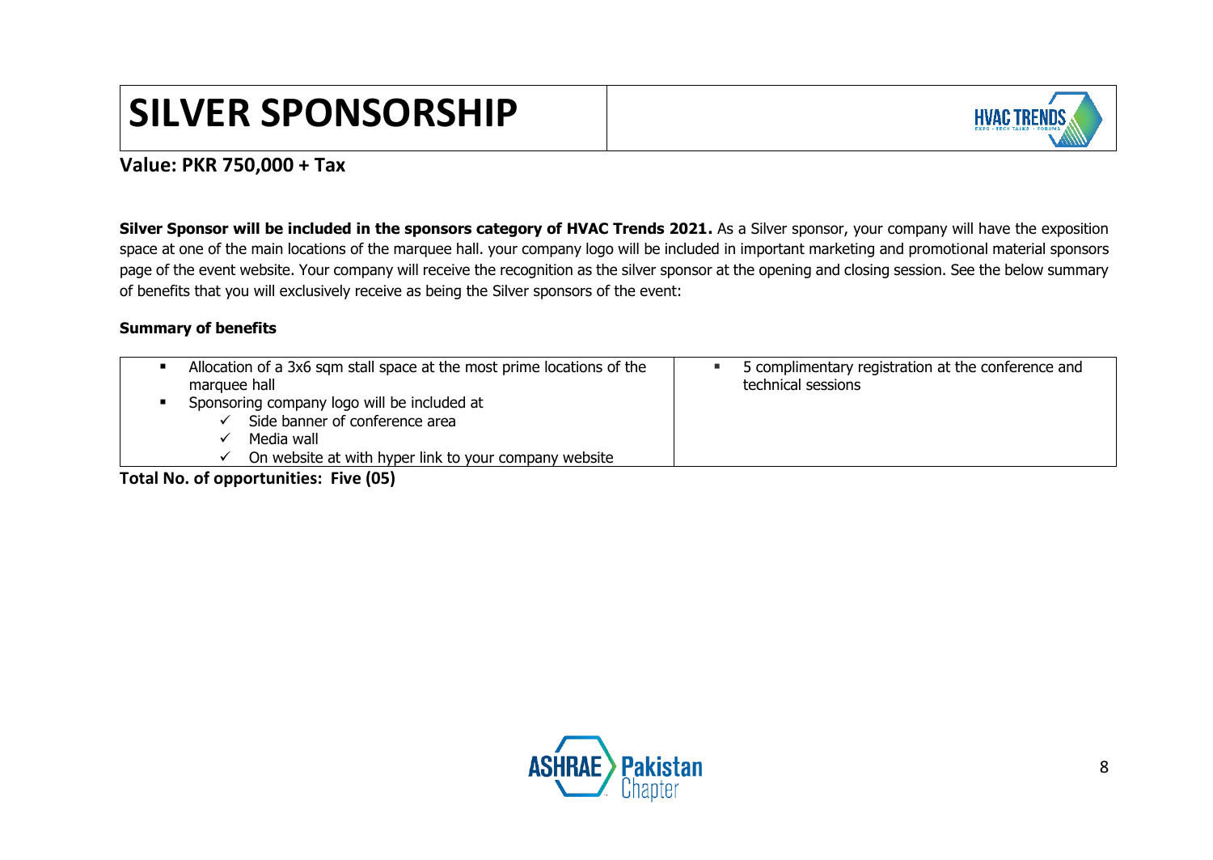# SILVER SPONSORSHIP

**Value: PKR 750,000 + Tax**

**Silver Sponsor will be included in the sponsors category of HVAC Trends 2021.** As a Silver sponsor, your company will have the exposition space at one of the main locations of the marquee hall. your company logo will be included in important marketing and promotional material sponsors page of the event website. Your company will receive the recognition as the silver sponsor at the opening and closing session. See the below summary of benefits that you will exclusively receive as being the Silver sponsors of the event:

**Summary of benefits**

| | |
|---|---|
| ▪ Allocation of a 3x6 sqm stall space at the most prime locations of the marquee hall<br>▪ Sponsoring company logo will be included at<br>✓ Side banner of conference area<br>✓ Media wall<br>✓ On website at with hyper link to your company website | ▪ 5 complimentary registration at the conference and technical sessions |

**Total No. of opportunities: Five (05)**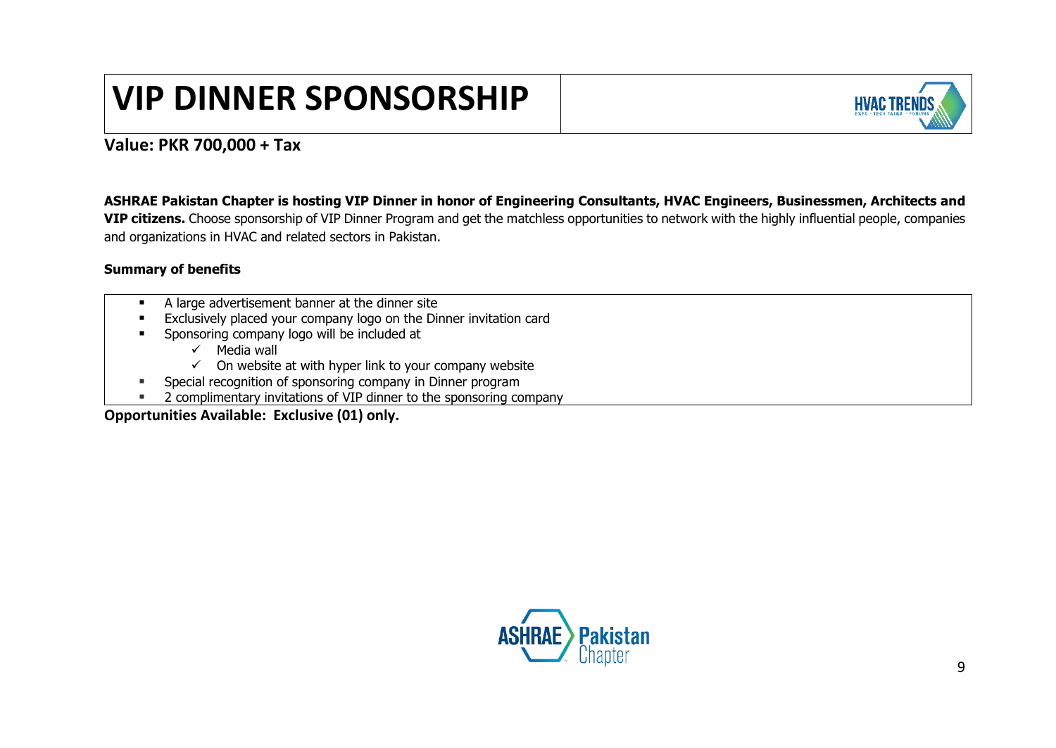# VIP DINNER SPONSORSHIP

**Value: PKR 700,000 + Tax**

**ASHRAE Pakistan Chapter is hosting VIP Dinner in honor of Engineering Consultants, HVAC Engineers, Businessmen, Architects and VIP citizens.** Choose sponsorship of VIP Dinner Program and get the matchless opportunities to network with the highly influential people, companies and organizations in HVAC and related sectors in Pakistan.

**Summary of benefits**

- A large advertisement banner at the dinner site
- Exclusively placed your company logo on the Dinner invitation card
- Sponsoring company logo will be included at
  - ✓ Media wall
  - ✓ On website at with hyper link to your company website
- Special recognition of sponsoring company in Dinner program
- 2 complimentary invitations of VIP dinner to the sponsoring company

**Opportunities Available: Exclusive (01) only.**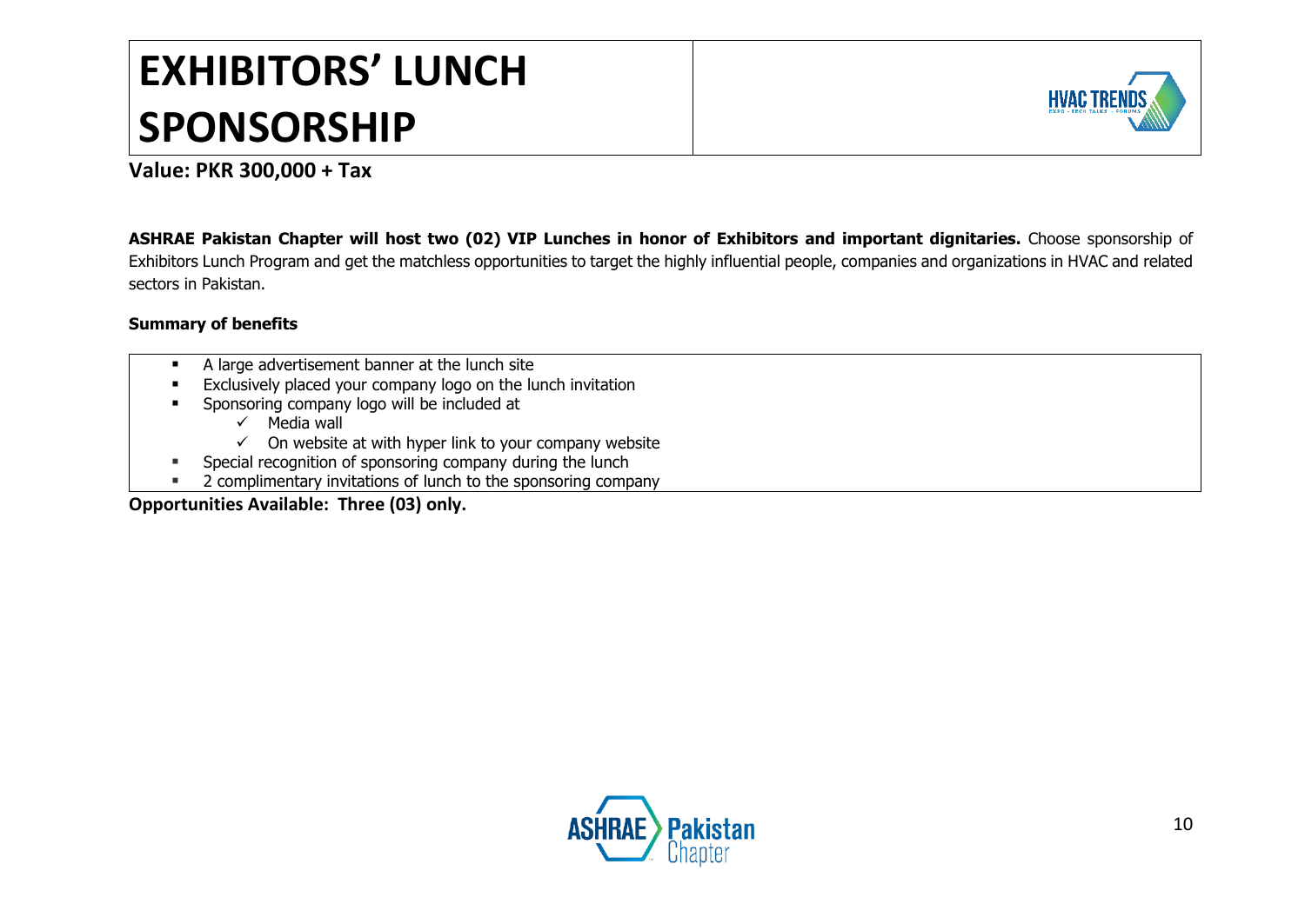# EXHIBITORS' LUNCH SPONSORSHIP

**Value: PKR 300,000 + Tax**

**ASHRAE Pakistan Chapter will host two (02) VIP Lunches in honor of Exhibitors and important dignitaries.** Choose sponsorship of Exhibitors Lunch Program and get the matchless opportunities to target the highly influential people, companies and organizations in HVAC and related sectors in Pakistan.

**Summary of benefits**

- A large advertisement banner at the lunch site
- Exclusively placed your company logo on the lunch invitation
- Sponsoring company logo will be included at
  - ✓ Media wall
  - ✓ On website at with hyper link to your company website
- Special recognition of sponsoring company during the lunch
- 2 complimentary invitations of lunch to the sponsoring company

**Opportunities Available: Three (03) only.**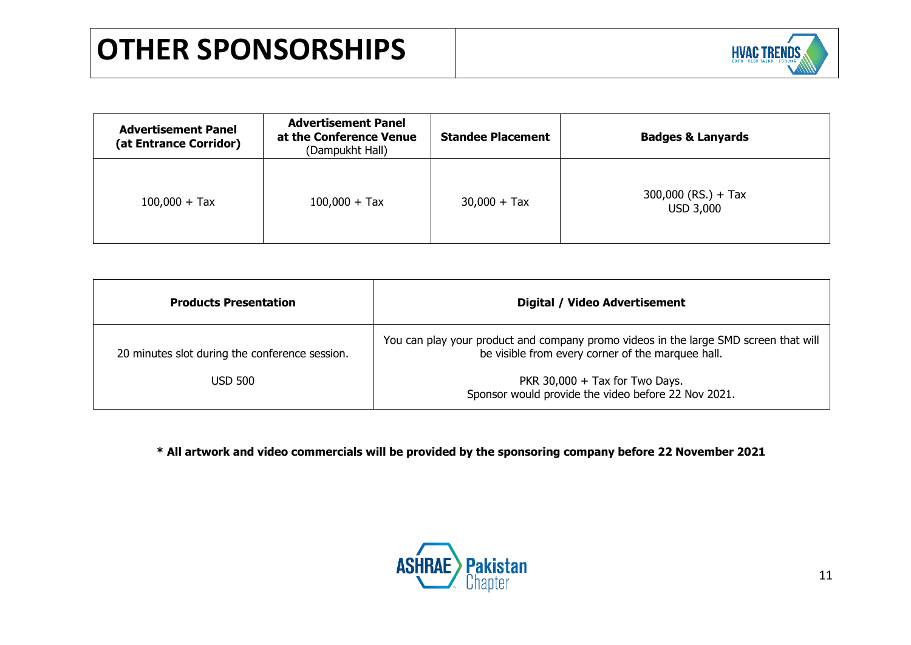# OTHER SPONSORSHIPS

| **Advertisement Panel (at Entrance Corridor)** | **Advertisement Panel at the Conference Venue** (Dampukht Hall) | **Standee Placement** | **Badges & Lanyards** |
|---|---|---|---|
| 100,000 + Tax | 100,000 + Tax | 30,000 + Tax | 300,000 (RS.) + Tax<br>USD 3,000 |

| **Products Presentation** | **Digital / Video Advertisement** |
|---|---|
| 20 minutes slot during the conference session.<br><br>USD 500 | You can play your product and company promo videos in the large SMD screen that will be visible from every corner of the marquee hall.<br><br>PKR 30,000 + Tax for Two Days.<br>Sponsor would provide the video before 22 Nov 2021. |

**\* All artwork and video commercials will be provided by the sponsoring company before 22 November 2021**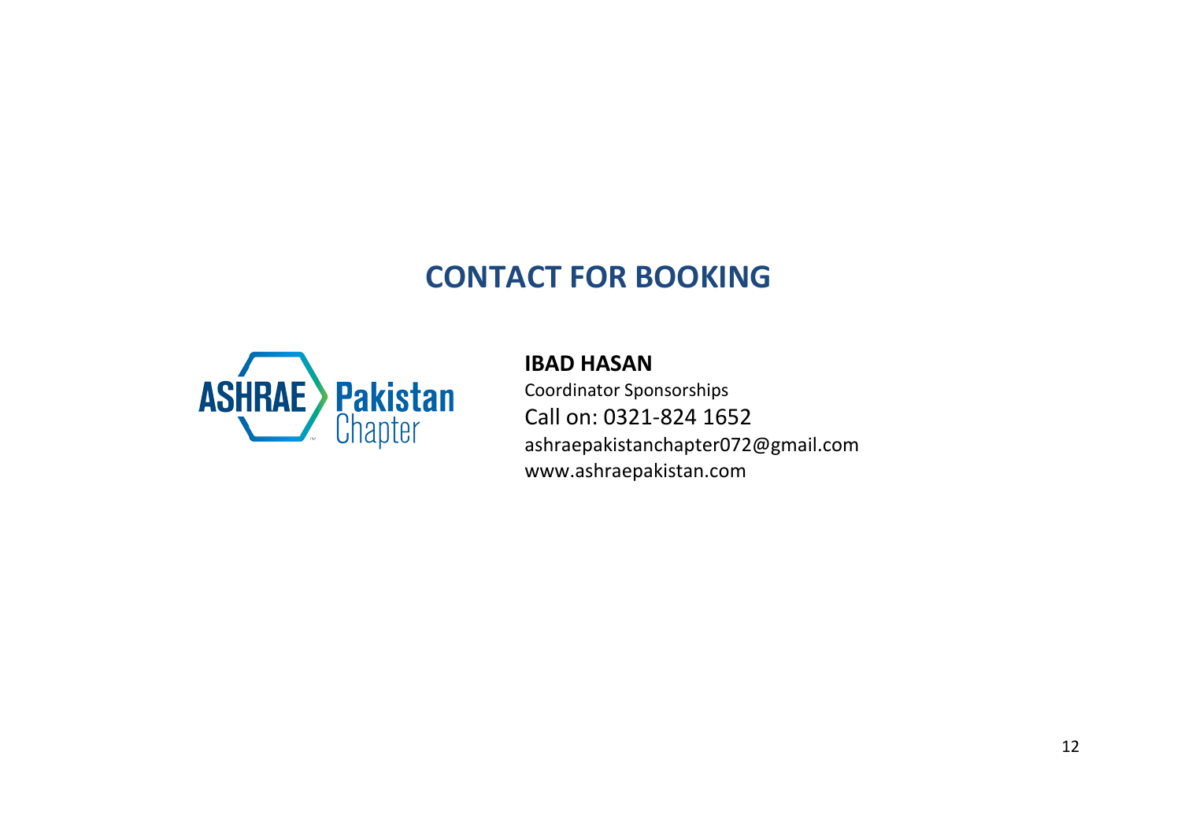## CONTACT FOR BOOKING

ASHRAE Pakistan Chapter

**IBAD HASAN**

Coordinator Sponsorships

Call on: 0321-824 1652

ashraepakistanchapter072@gmail.com

www.ashraepakistan.com